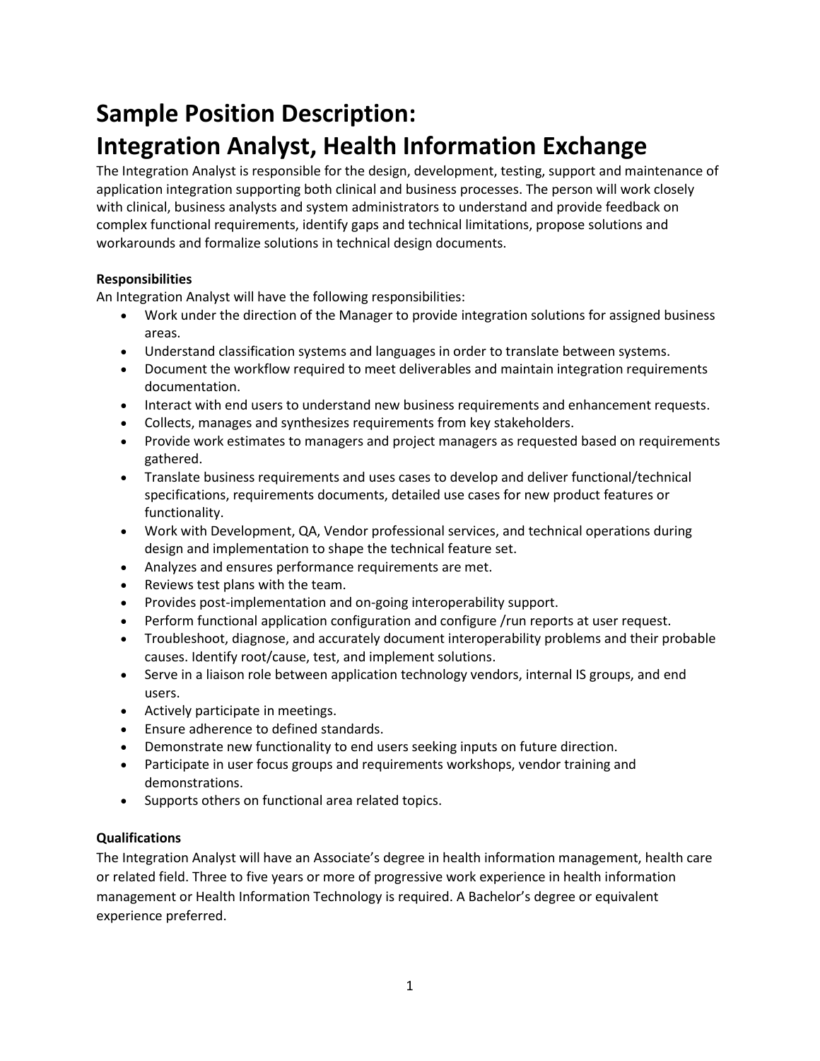# Sample Position Description:
# Integration Analyst, Health Information Exchange

The Integration Analyst is responsible for the design, development, testing, support and maintenance of application integration supporting both clinical and business processes. The person will work closely with clinical, business analysts and system administrators to understand and provide feedback on complex functional requirements, identify gaps and technical limitations, propose solutions and workarounds and formalize solutions in technical design documents.

**Responsibilities**

An Integration Analyst will have the following responsibilities:

- Work under the direction of the Manager to provide integration solutions for assigned business areas.
- Understand classification systems and languages in order to translate between systems.
- Document the workflow required to meet deliverables and maintain integration requirements documentation.
- Interact with end users to understand new business requirements and enhancement requests.
- Collects, manages and synthesizes requirements from key stakeholders.
- Provide work estimates to managers and project managers as requested based on requirements gathered.
- Translate business requirements and uses cases to develop and deliver functional/technical specifications, requirements documents, detailed use cases for new product features or functionality.
- Work with Development, QA, Vendor professional services, and technical operations during design and implementation to shape the technical feature set.
- Analyzes and ensures performance requirements are met.
- Reviews test plans with the team.
- Provides post-implementation and on-going interoperability support.
- Perform functional application configuration and configure /run reports at user request.
- Troubleshoot, diagnose, and accurately document interoperability problems and their probable causes. Identify root/cause, test, and implement solutions.
- Serve in a liaison role between application technology vendors, internal IS groups, and end users.
- Actively participate in meetings.
- Ensure adherence to defined standards.
- Demonstrate new functionality to end users seeking inputs on future direction.
- Participate in user focus groups and requirements workshops, vendor training and demonstrations.
- Supports others on functional area related topics.

**Qualifications**

The Integration Analyst will have an Associate's degree in health information management, health care or related field. Three to five years or more of progressive work experience in health information management or Health Information Technology is required. A Bachelor's degree or equivalent experience preferred.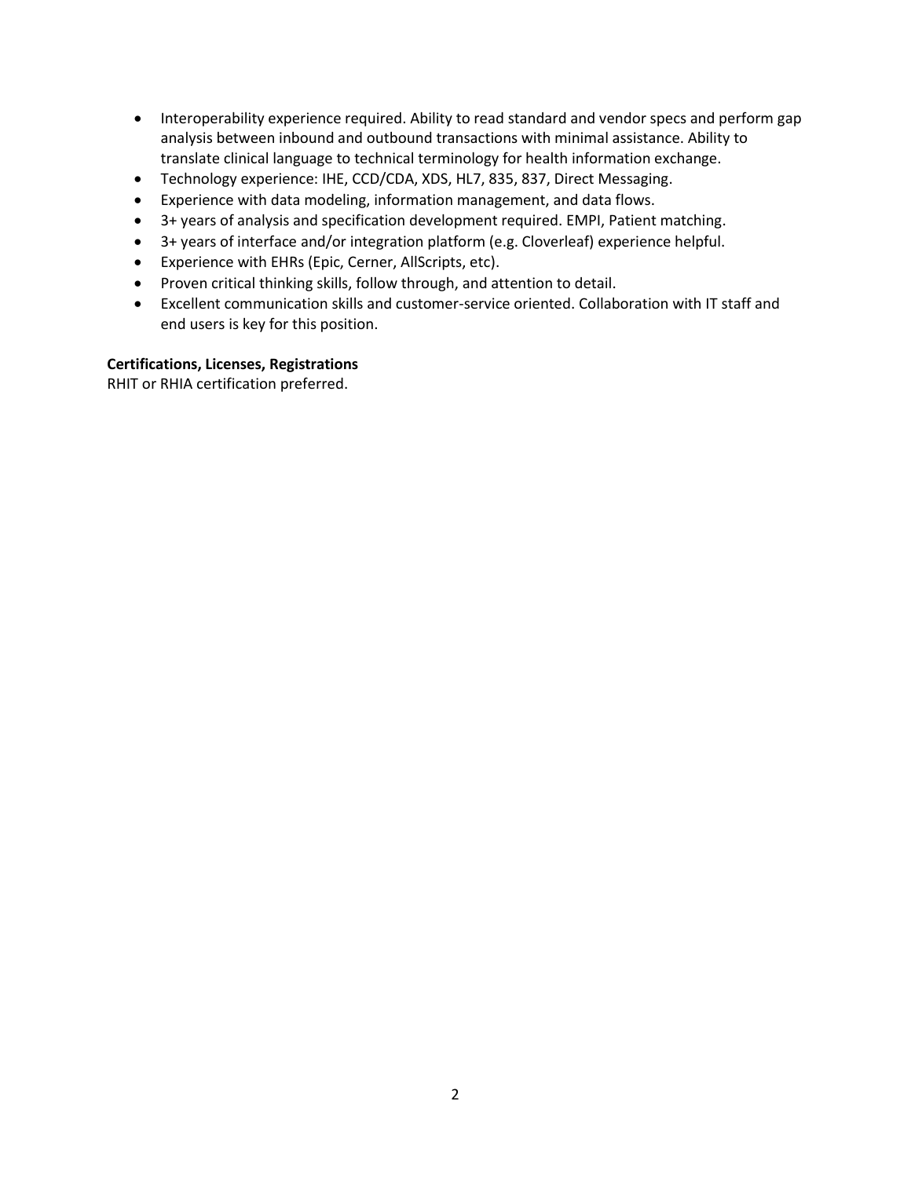- Interoperability experience required. Ability to read standard and vendor specs and perform gap analysis between inbound and outbound transactions with minimal assistance. Ability to translate clinical language to technical terminology for health information exchange.
- Technology experience: IHE, CCD/CDA, XDS, HL7, 835, 837, Direct Messaging.
- Experience with data modeling, information management, and data flows.
- 3+ years of analysis and specification development required. EMPI, Patient matching.
- 3+ years of interface and/or integration platform (e.g. Cloverleaf) experience helpful.
- Experience with EHRs (Epic, Cerner, AllScripts, etc).
- Proven critical thinking skills, follow through, and attention to detail.
- Excellent communication skills and customer-service oriented. Collaboration with IT staff and end users is key for this position.

**Certifications, Licenses, Registrations**

RHIT or RHIA certification preferred.